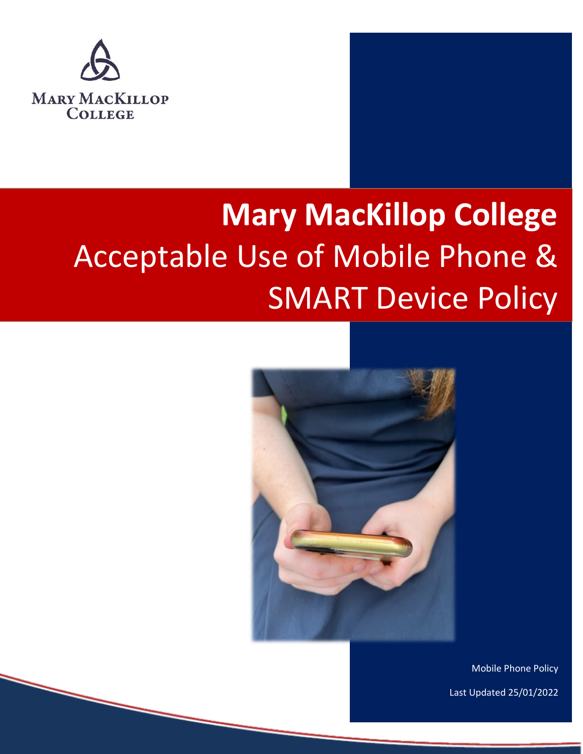MARY MACKILLOP COLLEGE

# Mary MacKillop College

## Acceptable Use of Mobile Phone & SMART Device Policy

Mobile Phone Policy

Last Updated 25/01/2022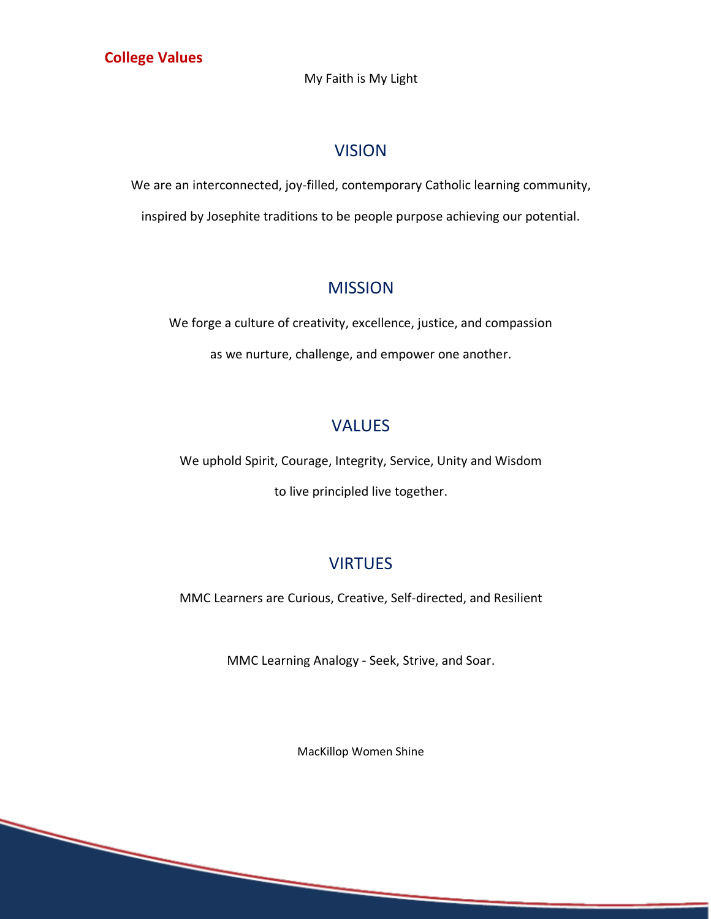## College Values

My Faith is My Light

### VISION

We are an interconnected, joy-filled, contemporary Catholic learning community,

inspired by Josephite traditions to be people purpose achieving our potential.

### MISSION

We forge a culture of creativity, excellence, justice, and compassion

as we nurture, challenge, and empower one another.

### VALUES

We uphold Spirit, Courage, Integrity, Service, Unity and Wisdom

to live principled live together.

### VIRTUES

MMC Learners are Curious, Creative, Self-directed, and Resilient

MMC Learning Analogy - Seek, Strive, and Soar.

MacKillop Women Shine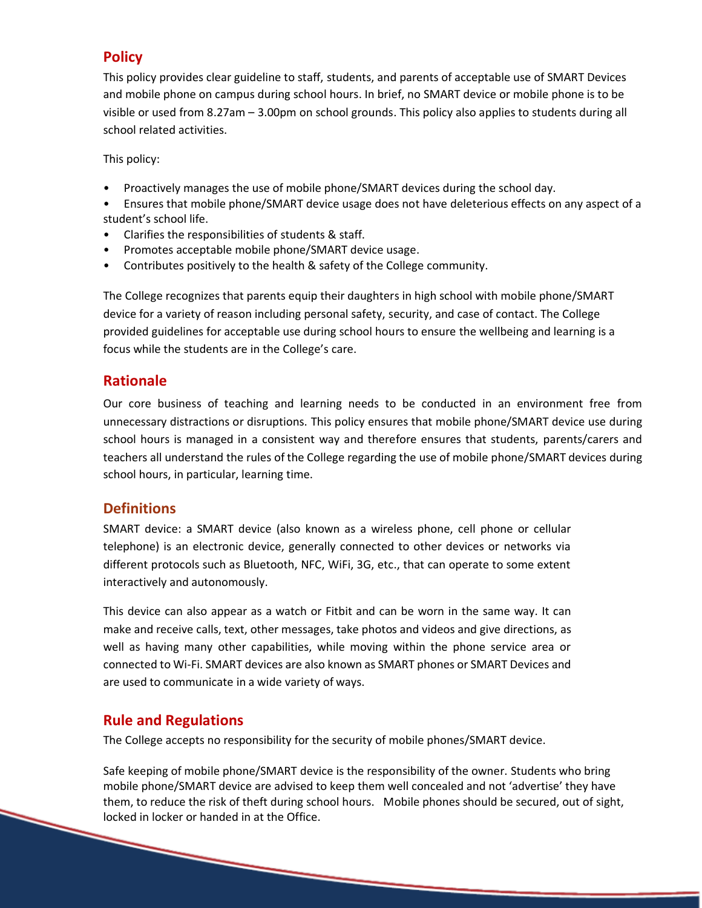## Policy

This policy provides clear guideline to staff, students, and parents of acceptable use of SMART Devices and mobile phone on campus during school hours. In brief, no SMART device or mobile phone is to be visible or used from 8.27am – 3.00pm on school grounds. This policy also applies to students during all school related activities.

This policy:

- Proactively manages the use of mobile phone/SMART devices during the school day.
- Ensures that mobile phone/SMART device usage does not have deleterious effects on any aspect of a student's school life.
- Clarifies the responsibilities of students & staff.
- Promotes acceptable mobile phone/SMART device usage.
- Contributes positively to the health & safety of the College community.

The College recognizes that parents equip their daughters in high school with mobile phone/SMART device for a variety of reason including personal safety, security, and case of contact. The College provided guidelines for acceptable use during school hours to ensure the wellbeing and learning is a focus while the students are in the College's care.

## Rationale

Our core business of teaching and learning needs to be conducted in an environment free from unnecessary distractions or disruptions. This policy ensures that mobile phone/SMART device use during school hours is managed in a consistent way and therefore ensures that students, parents/carers and teachers all understand the rules of the College regarding the use of mobile phone/SMART devices during school hours, in particular, learning time.

## Definitions

SMART device: a SMART device (also known as a wireless phone, cell phone or cellular telephone) is an electronic device, generally connected to other devices or networks via different protocols such as Bluetooth, NFC, WiFi, 3G, etc., that can operate to some extent interactively and autonomously.

This device can also appear as a watch or Fitbit and can be worn in the same way. It can make and receive calls, text, other messages, take photos and videos and give directions, as well as having many other capabilities, while moving within the phone service area or connected to Wi-Fi. SMART devices are also known as SMART phones or SMART Devices and are used to communicate in a wide variety of ways.

## Rule and Regulations

The College accepts no responsibility for the security of mobile phones/SMART device.

Safe keeping of mobile phone/SMART device is the responsibility of the owner. Students who bring mobile phone/SMART device are advised to keep them well concealed and not 'advertise' they have them, to reduce the risk of theft during school hours. Mobile phones should be secured, out of sight, locked in locker or handed in at the Office.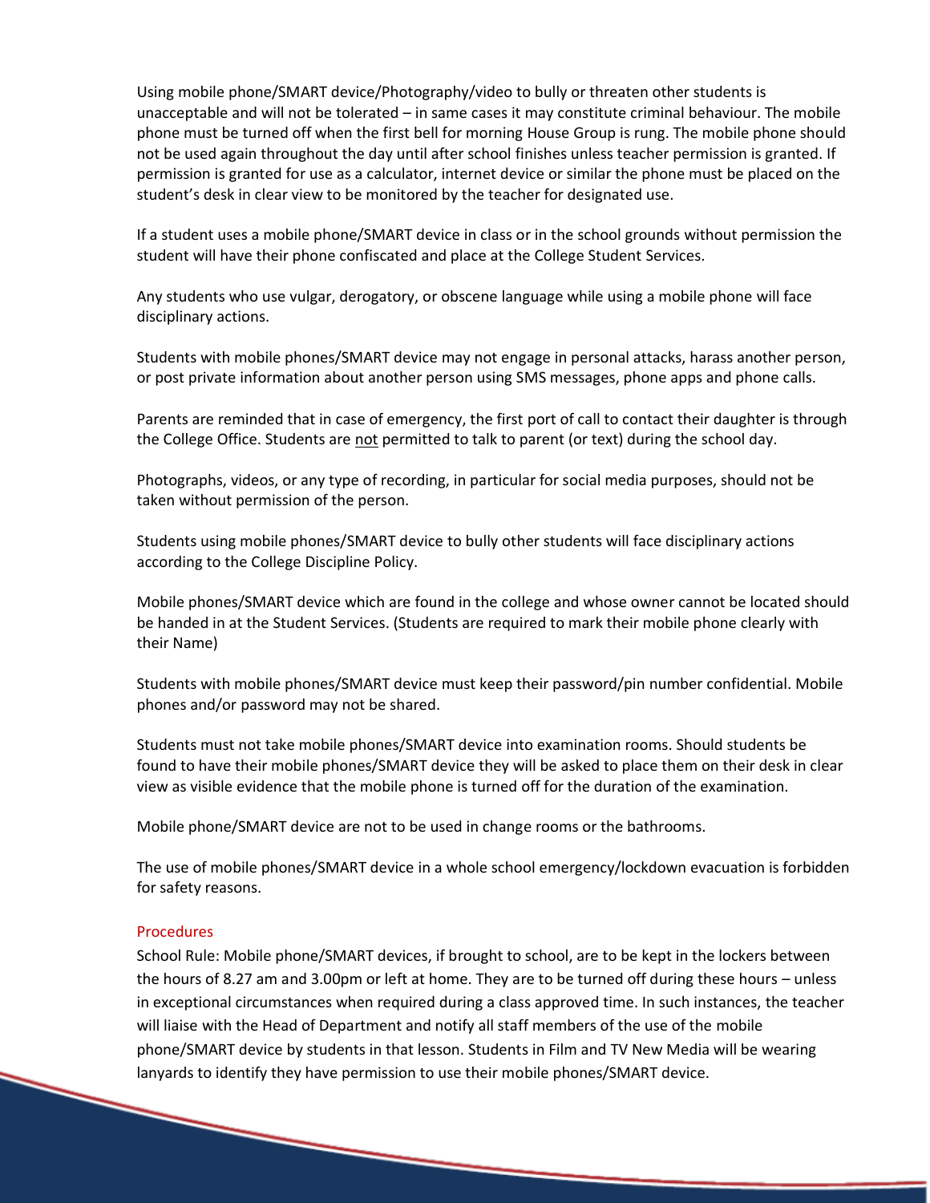Using mobile phone/SMART device/Photography/video to bully or threaten other students is unacceptable and will not be tolerated – in same cases it may constitute criminal behaviour. The mobile phone must be turned off when the first bell for morning House Group is rung. The mobile phone should not be used again throughout the day until after school finishes unless teacher permission is granted. If permission is granted for use as a calculator, internet device or similar the phone must be placed on the student's desk in clear view to be monitored by the teacher for designated use.

If a student uses a mobile phone/SMART device in class or in the school grounds without permission the student will have their phone confiscated and place at the College Student Services.

Any students who use vulgar, derogatory, or obscene language while using a mobile phone will face disciplinary actions.

Students with mobile phones/SMART device may not engage in personal attacks, harass another person, or post private information about another person using SMS messages, phone apps and phone calls.

Parents are reminded that in case of emergency, the first port of call to contact their daughter is through the College Office. Students are <u>not</u> permitted to talk to parent (or text) during the school day.

Photographs, videos, or any type of recording, in particular for social media purposes, should not be taken without permission of the person.

Students using mobile phones/SMART device to bully other students will face disciplinary actions according to the College Discipline Policy.

Mobile phones/SMART device which are found in the college and whose owner cannot be located should be handed in at the Student Services. (Students are required to mark their mobile phone clearly with their Name)

Students with mobile phones/SMART device must keep their password/pin number confidential. Mobile phones and/or password may not be shared.

Students must not take mobile phones/SMART device into examination rooms. Should students be found to have their mobile phones/SMART device they will be asked to place them on their desk in clear view as visible evidence that the mobile phone is turned off for the duration of the examination.

Mobile phone/SMART device are not to be used in change rooms or the bathrooms.

The use of mobile phones/SMART device in a whole school emergency/lockdown evacuation is forbidden for safety reasons.

### Procedures

School Rule: Mobile phone/SMART devices, if brought to school, are to be kept in the lockers between the hours of 8.27 am and 3.00pm or left at home. They are to be turned off during these hours – unless in exceptional circumstances when required during a class approved time. In such instances, the teacher will liaise with the Head of Department and notify all staff members of the use of the mobile phone/SMART device by students in that lesson. Students in Film and TV New Media will be wearing lanyards to identify they have permission to use their mobile phones/SMART device.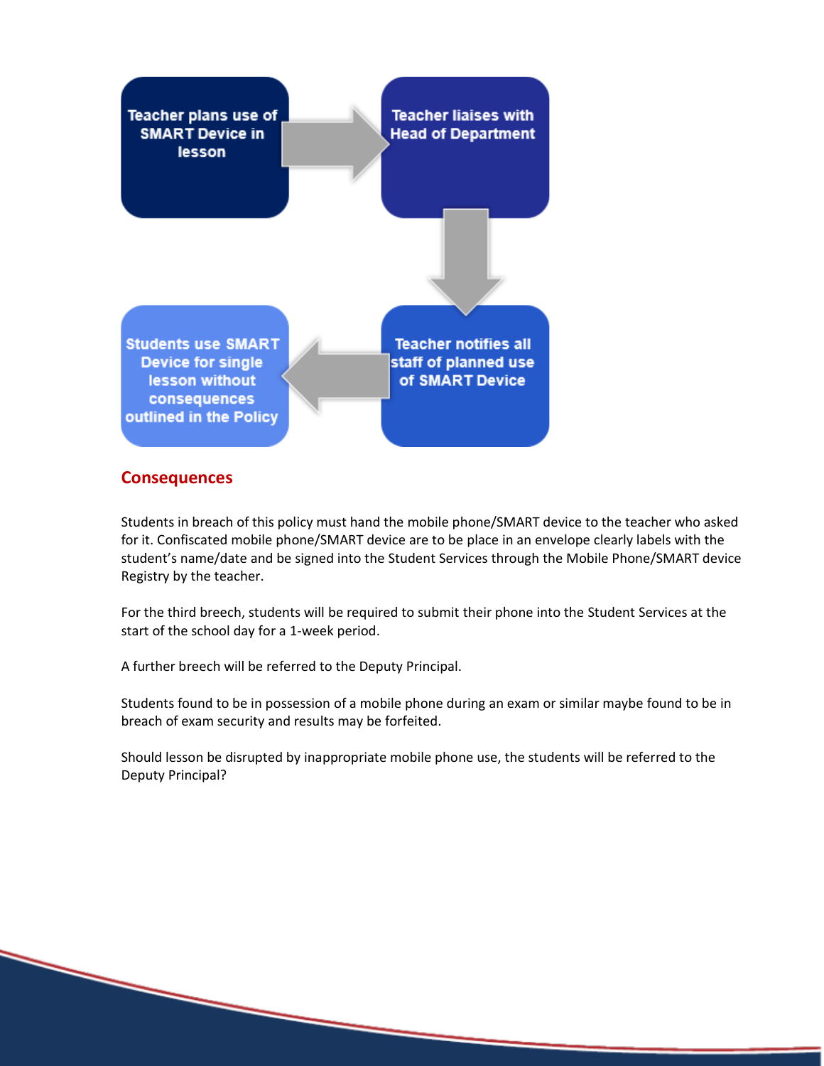Teacher plans use of SMART Device in lesson → Teacher liaises with Head of Department → Teacher notifies all staff of planned use of SMART Device → Students use SMART Device for single lesson without consequences outlined in the Policy

## Consequences

Students in breach of this policy must hand the mobile phone/SMART device to the teacher who asked for it. Confiscated mobile phone/SMART device are to be place in an envelope clearly labels with the student's name/date and be signed into the Student Services through the Mobile Phone/SMART device Registry by the teacher.

For the third breech, students will be required to submit their phone into the Student Services at the start of the school day for a 1-week period.

A further breech will be referred to the Deputy Principal.

Students found to be in possession of a mobile phone during an exam or similar maybe found to be in breach of exam security and results may be forfeited.

Should lesson be disrupted by inappropriate mobile phone use, the students will be referred to the Deputy Principal?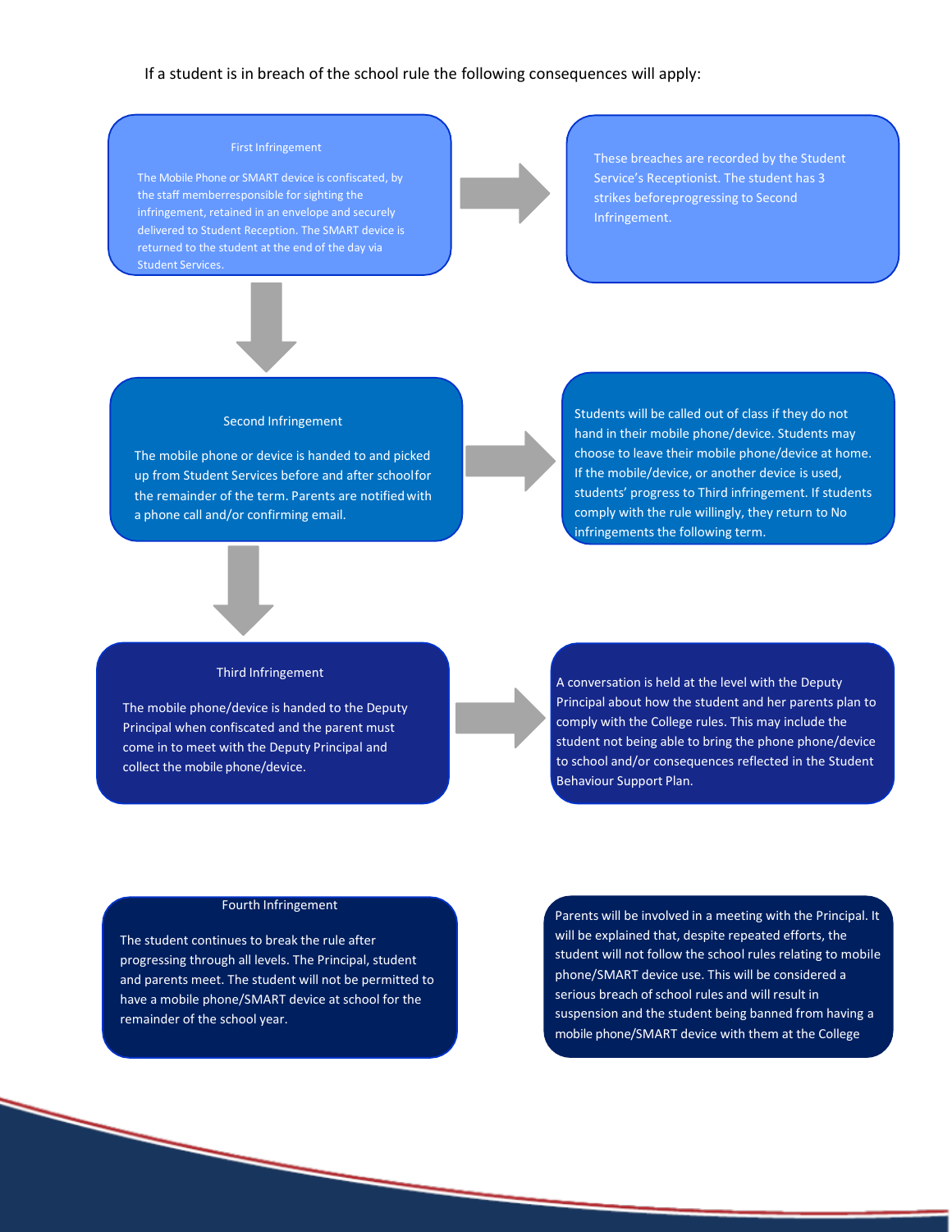If a student is in breach of the school rule the following consequences will apply:

**First Infringement**

The Mobile Phone or SMART device is confiscated, by the staff memberresponsible for sighting the infringement, retained in an envelope and securely delivered to Student Reception. The SMART device is returned to the student at the end of the day via Student Services.

These breaches are recorded by the Student Service's Receptionist. The student has 3 strikes beforeprogressing to Second Infringement.

**Second Infringement**

The mobile phone or device is handed to and picked up from Student Services before and after schoolfor the remainder of the term. Parents are notified with a phone call and/or confirming email.

Students will be called out of class if they do not hand in their mobile phone/device. Students may choose to leave their mobile phone/device at home. If the mobile/device, or another device is used, students' progress to Third infringement. If students comply with the rule willingly, they return to No infringements the following term.

**Third Infringement**

The mobile phone/device is handed to the Deputy Principal when confiscated and the parent must come in to meet with the Deputy Principal and collect the mobile phone/device.

A conversation is held at the level with the Deputy Principal about how the student and her parents plan to comply with the College rules. This may include the student not being able to bring the phone phone/device to school and/or consequences reflected in the Student Behaviour Support Plan.

**Fourth Infringement**

The student continues to break the rule after progressing through all levels. The Principal, student and parents meet. The student will not be permitted to have a mobile phone/SMART device at school for the remainder of the school year.

Parents will be involved in a meeting with the Principal. It will be explained that, despite repeated efforts, the student will not follow the school rules relating to mobile phone/SMART device use. This will be considered a serious breach of school rules and will result in suspension and the student being banned from having a mobile phone/SMART device with them at the College